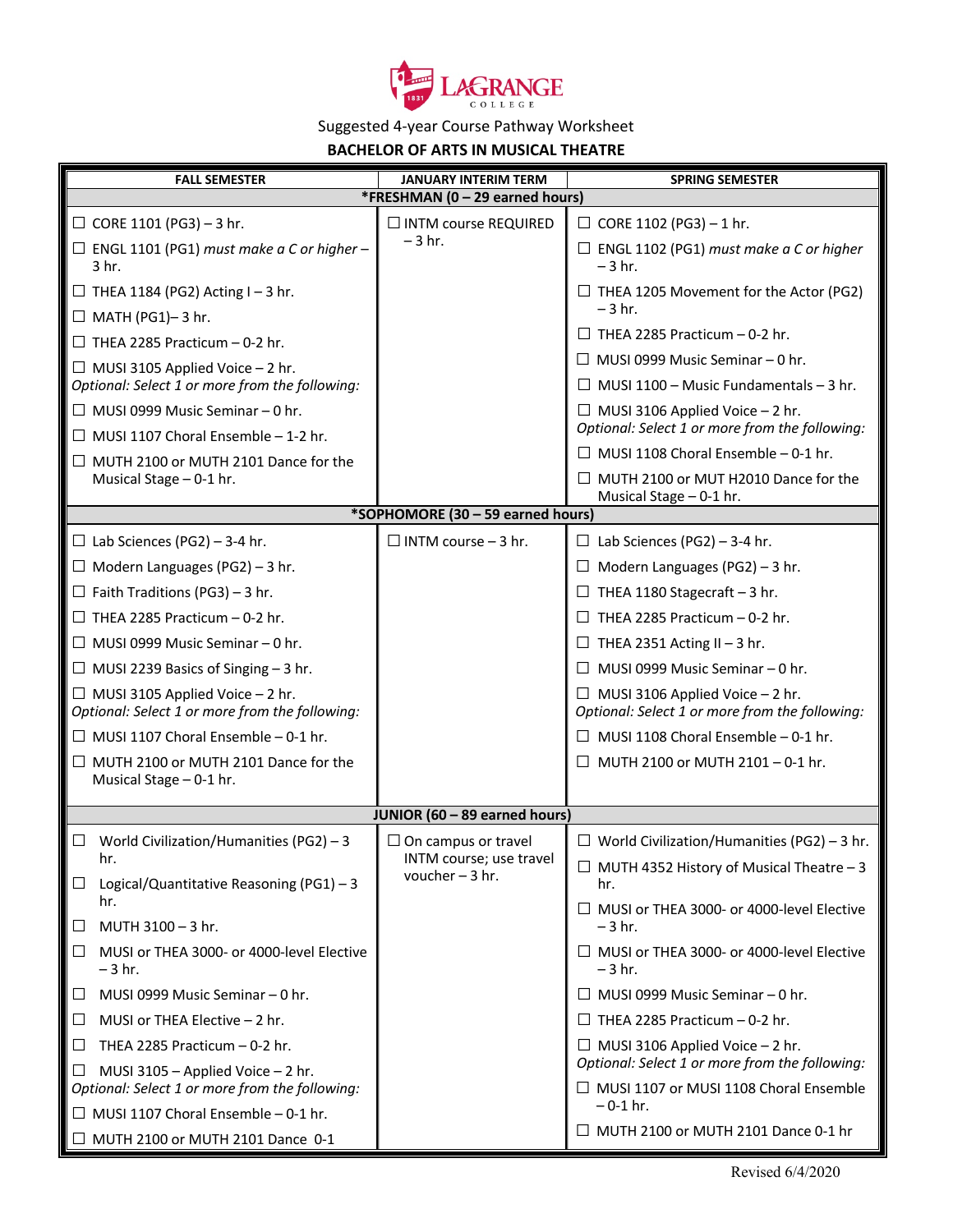LAGRANGE COLLEGE

Suggested 4-year Course Pathway Worksheet

**BACHELOR OF ARTS IN MUSICAL THEATRE**

| FALL SEMESTER | JANUARY INTERIM TERM | SPRING SEMESTER |
|---|---|---|
| ***FRESHMAN (0 – 29 earned hours)** | | |
| ☐ CORE 1101 (PG3) – 3 hr.<br>☐ ENGL 1101 (PG1) *must make a C or higher* – 3 hr.<br>☐ THEA 1184 (PG2) Acting I – 3 hr.<br>☐ MATH (PG1)– 3 hr.<br>☐ THEA 2285 Practicum – 0-2 hr.<br>☐ MUSI 3105 Applied Voice – 2 hr.<br>*Optional: Select 1 or more from the following:*<br>☐ MUSI 0999 Music Seminar – 0 hr.<br>☐ MUSI 1107 Choral Ensemble – 1-2 hr.<br>☐ MUTH 2100 or MUTH 2101 Dance for the Musical Stage – 0-1 hr. | ☐ INTM course REQUIRED – 3 hr. | ☐ CORE 1102 (PG3) – 1 hr.<br>☐ ENGL 1102 (PG1) *must make a C or higher* – 3 hr.<br>☐ THEA 1205 Movement for the Actor (PG2) – 3 hr.<br>☐ THEA 2285 Practicum – 0-2 hr.<br>☐ MUSI 0999 Music Seminar – 0 hr.<br>☐ MUSI 1100 – Music Fundamentals – 3 hr.<br>☐ MUSI 3106 Applied Voice – 2 hr.<br>*Optional: Select 1 or more from the following:*<br>☐ MUSI 1108 Choral Ensemble – 0-1 hr.<br>☐ MUTH 2100 or MUT H2010 Dance for the Musical Stage – 0-1 hr. |
| ***SOPHOMORE (30 – 59 earned hours)** | | |
| ☐ Lab Sciences (PG2) – 3-4 hr.<br>☐ Modern Languages (PG2) – 3 hr.<br>☐ Faith Traditions (PG3) – 3 hr.<br>☐ THEA 2285 Practicum – 0-2 hr.<br>☐ MUSI 0999 Music Seminar – 0 hr.<br>☐ MUSI 2239 Basics of Singing – 3 hr.<br>☐ MUSI 3105 Applied Voice – 2 hr.<br>*Optional: Select 1 or more from the following:*<br>☐ MUSI 1107 Choral Ensemble – 0-1 hr.<br>☐ MUTH 2100 or MUTH 2101 Dance for the Musical Stage – 0-1 hr. | ☐ INTM course – 3 hr. | ☐ Lab Sciences (PG2) – 3-4 hr.<br>☐ Modern Languages (PG2) – 3 hr.<br>☐ THEA 1180 Stagecraft – 3 hr.<br>☐ THEA 2285 Practicum – 0-2 hr.<br>☐ THEA 2351 Acting II – 3 hr.<br>☐ MUSI 0999 Music Seminar – 0 hr.<br>☐ MUSI 3106 Applied Voice – 2 hr.<br>*Optional: Select 1 or more from the following:*<br>☐ MUSI 1108 Choral Ensemble – 0-1 hr.<br>☐ MUTH 2100 or MUTH 2101 – 0-1 hr. |
| **JUNIOR (60 – 89 earned hours)** | | |
| ☐ World Civilization/Humanities (PG2) – 3 hr.<br>☐ Logical/Quantitative Reasoning (PG1) – 3 hr.<br>☐ MUTH 3100 – 3 hr.<br>☐ MUSI or THEA 3000- or 4000-level Elective – 3 hr.<br>☐ MUSI 0999 Music Seminar – 0 hr.<br>☐ MUSI or THEA Elective – 2 hr.<br>☐ THEA 2285 Practicum – 0-2 hr.<br>☐ MUSI 3105 – Applied Voice – 2 hr.<br>*Optional: Select 1 or more from the following:*<br>☐ MUSI 1107 Choral Ensemble – 0-1 hr.<br>☐ MUTH 2100 or MUTH 2101 Dance 0-1 | ☐ On campus or travel INTM course; use travel voucher – 3 hr. | ☐ World Civilization/Humanities (PG2) – 3 hr.<br>☐ MUTH 4352 History of Musical Theatre – 3 hr.<br>☐ MUSI or THEA 3000- or 4000-level Elective – 3 hr.<br>☐ MUSI or THEA 3000- or 4000-level Elective – 3 hr.<br>☐ MUSI 0999 Music Seminar – 0 hr.<br>☐ THEA 2285 Practicum – 0-2 hr.<br>☐ MUSI 3106 Applied Voice – 2 hr.<br>*Optional: Select 1 or more from the following:*<br>☐ MUSI 1107 or MUSI 1108 Choral Ensemble – 0-1 hr.<br>☐ MUTH 2100 or MUTH 2101 Dance 0-1 hr |

Revised 6/4/2020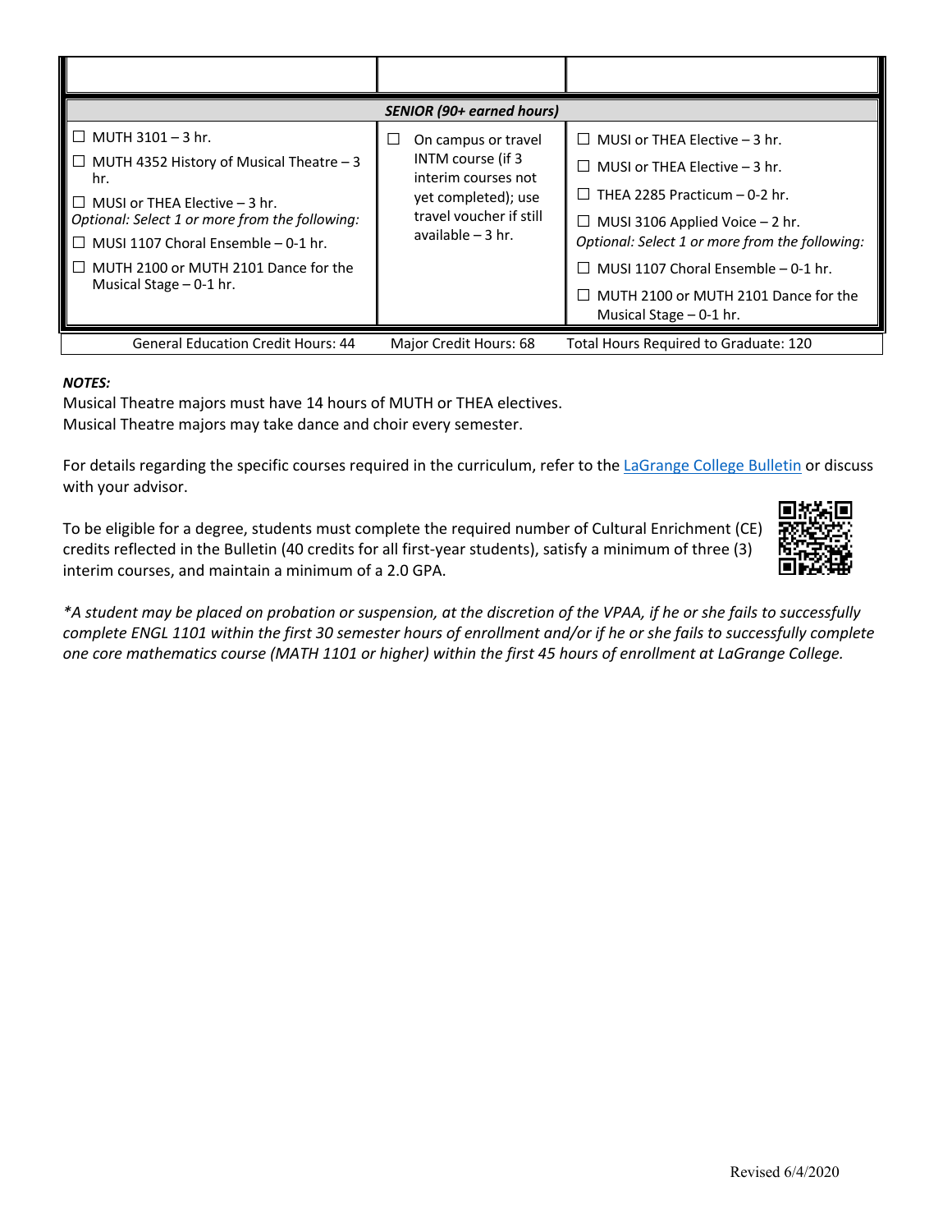| | | |
|---|---|---|
| | | |
| ***SENIOR (90+ earned hours)*** | | |
| ☐ MUTH 3101 – 3 hr.<br>☐ MUTH 4352 History of Musical Theatre – 3 hr.<br>☐ MUSI or THEA Elective – 3 hr.<br>*Optional: Select 1 or more from the following:*<br>☐ MUSI 1107 Choral Ensemble – 0-1 hr.<br>☐ MUTH 2100 or MUTH 2101 Dance for the Musical Stage – 0-1 hr. | ☐ On campus or travel INTM course (if 3 interim courses not yet completed); use travel voucher if still available – 3 hr. | ☐ MUSI or THEA Elective – 3 hr.<br>☐ MUSI or THEA Elective – 3 hr.<br>☐ THEA 2285 Practicum – 0-2 hr.<br>☐ MUSI 3106 Applied Voice – 2 hr.<br>*Optional: Select 1 or more from the following:*<br>☐ MUSI 1107 Choral Ensemble – 0-1 hr.<br>☐ MUTH 2100 or MUTH 2101 Dance for the Musical Stage – 0-1 hr. |
| General Education Credit Hours: 44 | Major Credit Hours: 68 | Total Hours Required to Graduate: 120 |

***NOTES:***

Musical Theatre majors must have 14 hours of MUTH or THEA electives.
Musical Theatre majors may take dance and choir every semester.

For details regarding the specific courses required in the curriculum, refer to the LaGrange College Bulletin or discuss with your advisor.

To be eligible for a degree, students must complete the required number of Cultural Enrichment (CE) credits reflected in the Bulletin (40 credits for all first-year students), satisfy a minimum of three (3) interim courses, and maintain a minimum of a 2.0 GPA.

*\*A student may be placed on probation or suspension, at the discretion of the VPAA, if he or she fails to successfully complete ENGL 1101 within the first 30 semester hours of enrollment and/or if he or she fails to successfully complete one core mathematics course (MATH 1101 or higher) within the first 45 hours of enrollment at LaGrange College.*

Revised 6/4/2020